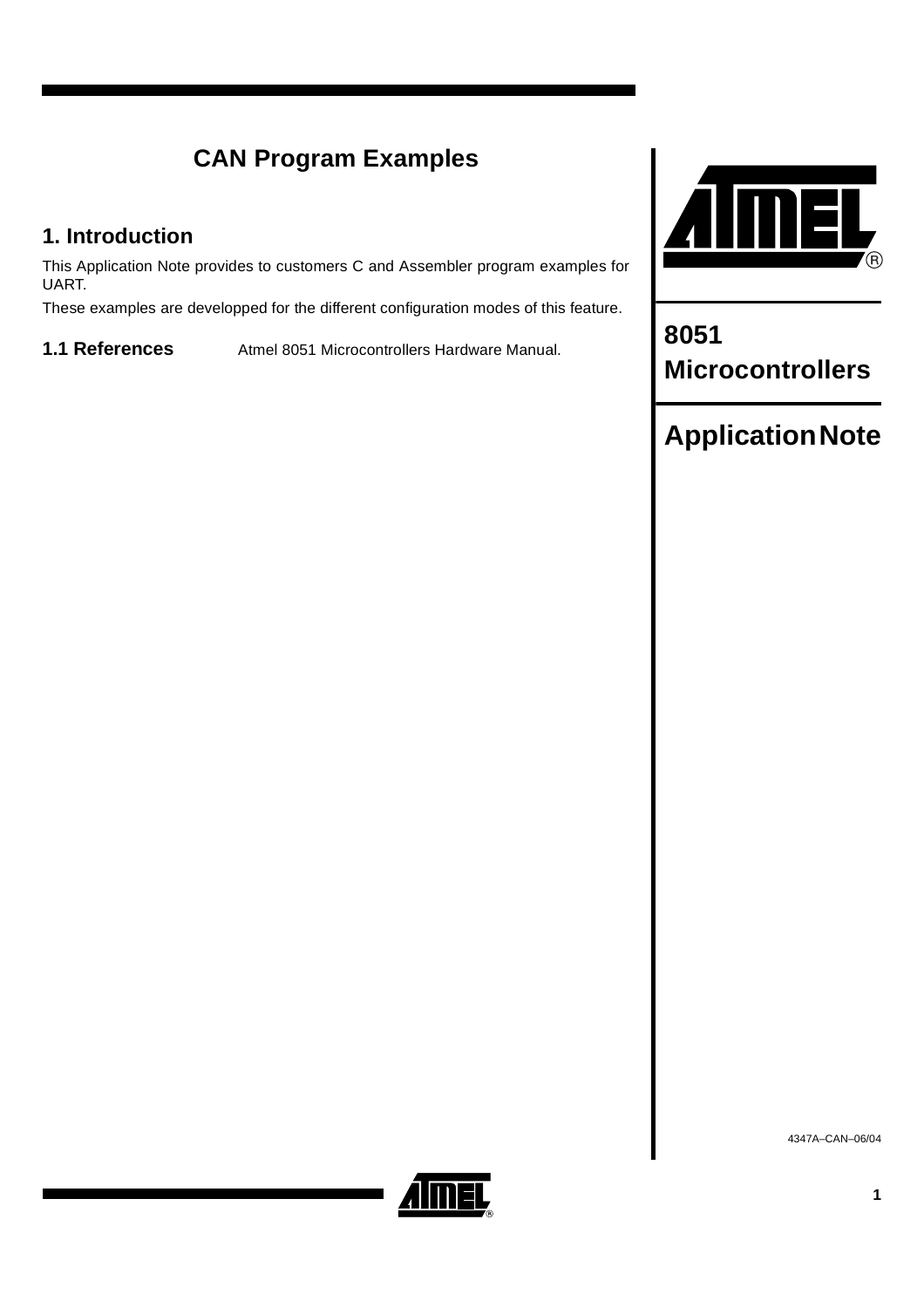# CAN Program Examples

## 1. Introduction

This Application Note provides to customers C and Assembler program examples for UART.

These examples are developped for the different configuration modes of this feature.

### 1.1 References

Atmel 8051 Microcontrollers Hardware Manual.

**8051 Microcontrollers**

**Application Note**

4347A–CAN–06/04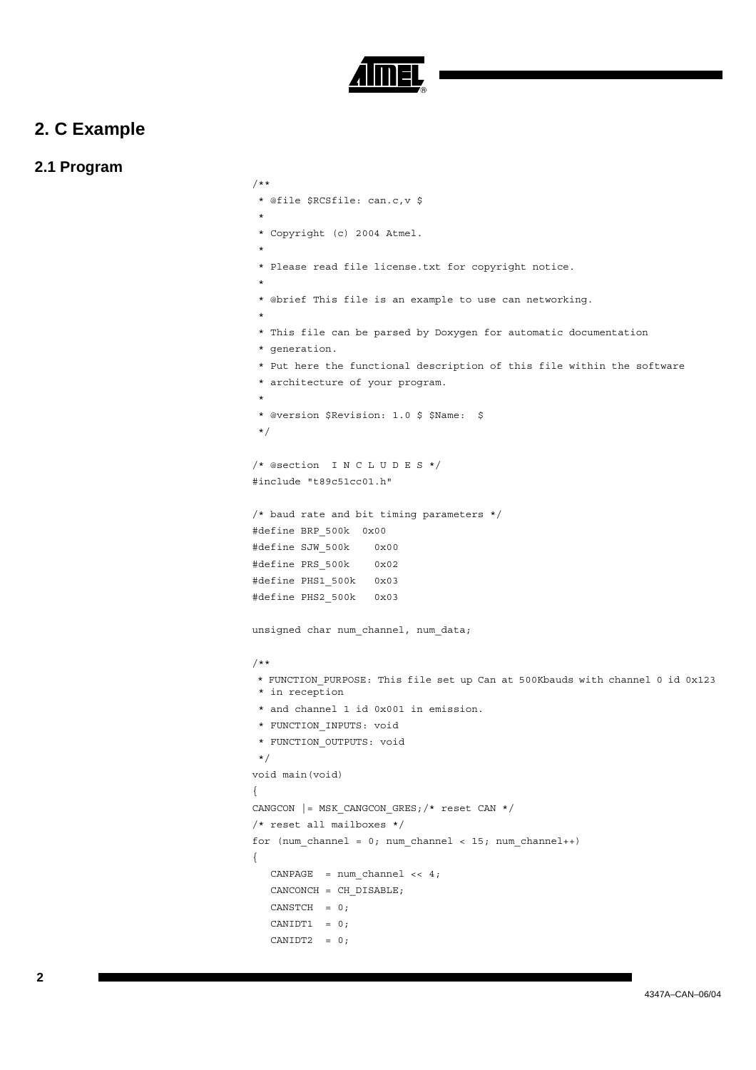## 2. C Example

### 2.1 Program

```
/**
 * @file $RCSfile: can.c,v $
 *
 * Copyright (c) 2004 Atmel.
 *
 * Please read file license.txt for copyright notice.
 *
 * @brief This file is an example to use can networking.
 *
 * This file can be parsed by Doxygen for automatic documentation
 * generation.
 * Put here the functional description of this file within the software
 * architecture of your program.
 *
 * @version $Revision: 1.0 $ $Name:  $
 */

/* @section  I N C L U D E S */
#include "t89c51cc01.h"

/* baud rate and bit timing parameters */
#define BRP_500k  0x00
#define SJW_500k    0x00
#define PRS_500k    0x02
#define PHS1_500k   0x03
#define PHS2_500k   0x03

unsigned char num_channel, num_data;

/**
 * FUNCTION_PURPOSE: This file set up Can at 500Kbauds with channel 0 id 0x123
 * in reception
 * and channel 1 id 0x001 in emission.
 * FUNCTION_INPUTS: void
 * FUNCTION_OUTPUTS: void
 */
void main(void)
{
CANGCON |= MSK_CANGCON_GRES;/* reset CAN */
/* reset all mailboxes */
for (num_channel = 0; num_channel < 15; num_channel++)
{
   CANPAGE  = num_channel << 4;
   CANCONCH = CH_DISABLE;
   CANSTCH  = 0;
   CANIDT1  = 0;
   CANIDT2  = 0;
```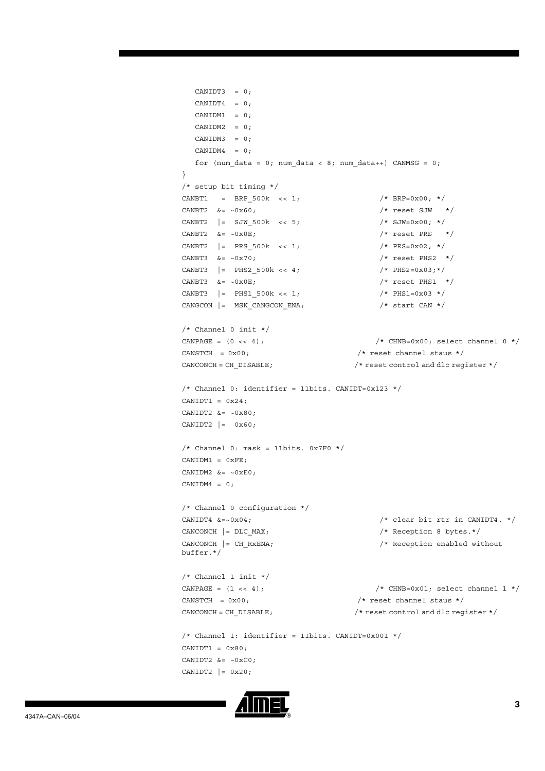```
   CANIDT3  = 0;
   CANIDT4  = 0;
   CANIDM1  = 0;
   CANIDM2  = 0;
   CANIDM3  = 0;
   CANIDM4  = 0;
   for (num_data = 0; num_data < 8; num_data++) CANMSG = 0;
}
/* setup bit timing */
CANBT1   =  BRP_500k  << 1;                 /* BRP=0x00; */
CANBT2  &= ~0x60;                           /* reset SJW   */
CANBT2  |=  SJW_500k  << 5;                 /* SJW=0x00; */
CANBT2  &= ~0x0E;                           /* reset PRS   */
CANBT2  |=  PRS_500k  << 1;                 /* PRS=0x02; */
CANBT3  &= ~0x70;                           /* reset PHS2  */
CANBT3  |=  PHS2_500k << 4;                 /* PHS2=0x03;*/
CANBT3  &= ~0x0E;                           /* reset PHS1  */
CANBT3  |=  PHS1_500k << 1;                 /* PHS1=0x03 */
CANGCON |=  MSK_CANGCON_ENA;                /* start CAN */

/* Channel 0 init */
CANPAGE = (0 << 4);                           /* CHNB=0x00; select channel 0 */
CANSTCH  = 0x00;                          /* reset channel staus */
CANCONCH = CH_DISABLE;                    /* reset control and dlc register */

/* Channel 0: identifier = 11bits. CANIDT=0x123 */
CANIDT1 = 0x24;
CANIDT2 &= ~0x80;
CANIDT2 |=  0x60;

/* Channel 0: mask = 11bits. 0x7F0 */
CANIDM1 = 0xFE;
CANIDM2 &= ~0xE0;
CANIDM4 = 0;

/* Channel 0 configuration */
CANIDT4 &=~0x04;                              /* clear bit rtr in CANIDT4. */
CANCONCH |= DLC_MAX;                          /* Reception 8 bytes.*/
CANCONCH |= CH_RxENA;                         /* Reception enabled without
buffer.*/

/* Channel 1 init */
CANPAGE = (1 << 4);                           /* CHNB=0x01; select channel 1 */
CANSTCH  = 0x00;                          /* reset channel staus */
CANCONCH = CH_DISABLE;                    /* reset control and dlc register */

/* Channel 1: identifier = 11bits. CANIDT=0x001 */
CANIDT1 = 0x80;
CANIDT2 &= ~0xC0;
CANIDT2 |= 0x20;
```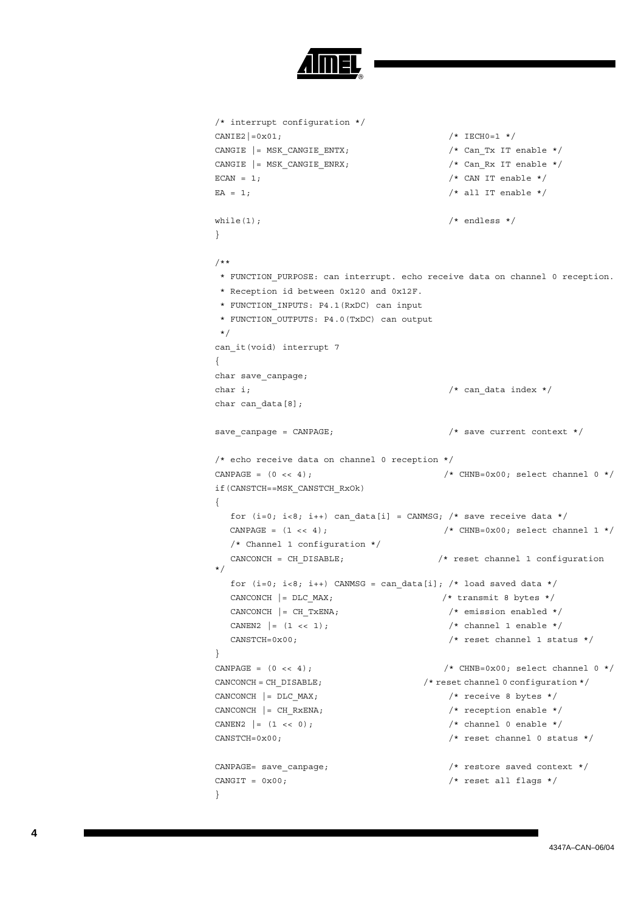```
/* interrupt configuration */
CANIE2|=0x01;                                 /* IECH0=1 */
CANGIE |= MSK_CANGIE_ENTX;                    /* Can_Tx IT enable */
CANGIE |= MSK_CANGIE_ENRX;                    /* Can_Rx IT enable */
ECAN = 1;                                     /* CAN IT enable */
EA = 1;                                       /* all IT enable */

while(1);                                     /* endless */
}

/**
 * FUNCTION_PURPOSE: can interrupt. echo receive data on channel 0 reception.
 * Reception id between 0x120 and 0x12F.
 * FUNCTION_INPUTS: P4.1(RxDC) can input
 * FUNCTION_OUTPUTS: P4.0(TxDC) can output
 */
can_it(void) interrupt 7
{
char save_canpage;
char i;                                       /* can_data index */
char can_data[8];

save_canpage = CANPAGE;                       /* save current context */

/* echo receive data on channel 0 reception */
CANPAGE = (0 << 4);                          /* CHNB=0x00; select channel 0 */
if(CANSTCH==MSK_CANSTCH_RxOk)
{
   for (i=0; i<8; i++) can_data[i] = CANMSG; /* save receive data */
   CANPAGE = (1 << 4);                       /* CHNB=0x00; select channel 1 */
   /* Channel 1 configuration */
   CANCONCH = CH_DISABLE;                   /* reset channel 1 configuration
*/
   for (i=0; i<8; i++) CANMSG = can_data[i]; /* load saved data */
   CANCONCH |= DLC_MAX;                      /* transmit 8 bytes */
   CANCONCH |= CH_TxENA;                     /* emission enabled */
   CANEN2 |= (1 << 1);                       /* channel 1 enable */
   CANSTCH=0x00;                             /* reset channel 1 status */
}
CANPAGE = (0 << 4);                          /* CHNB=0x00; select channel 0 */
CANCONCH = CH_DISABLE;                      /* reset channel 0 configuration */
CANCONCH |= DLC_MAX;                         /* receive 8 bytes */
CANCONCH |= CH_RxENA;                        /* reception enable */
CANEN2 |= (1 << 0);                          /* channel 0 enable */
CANSTCH=0x00;                                /* reset channel 0 status */

CANPAGE= save_canpage;                       /* restore saved context */
CANGIT = 0x00;                               /* reset all flags */
}
```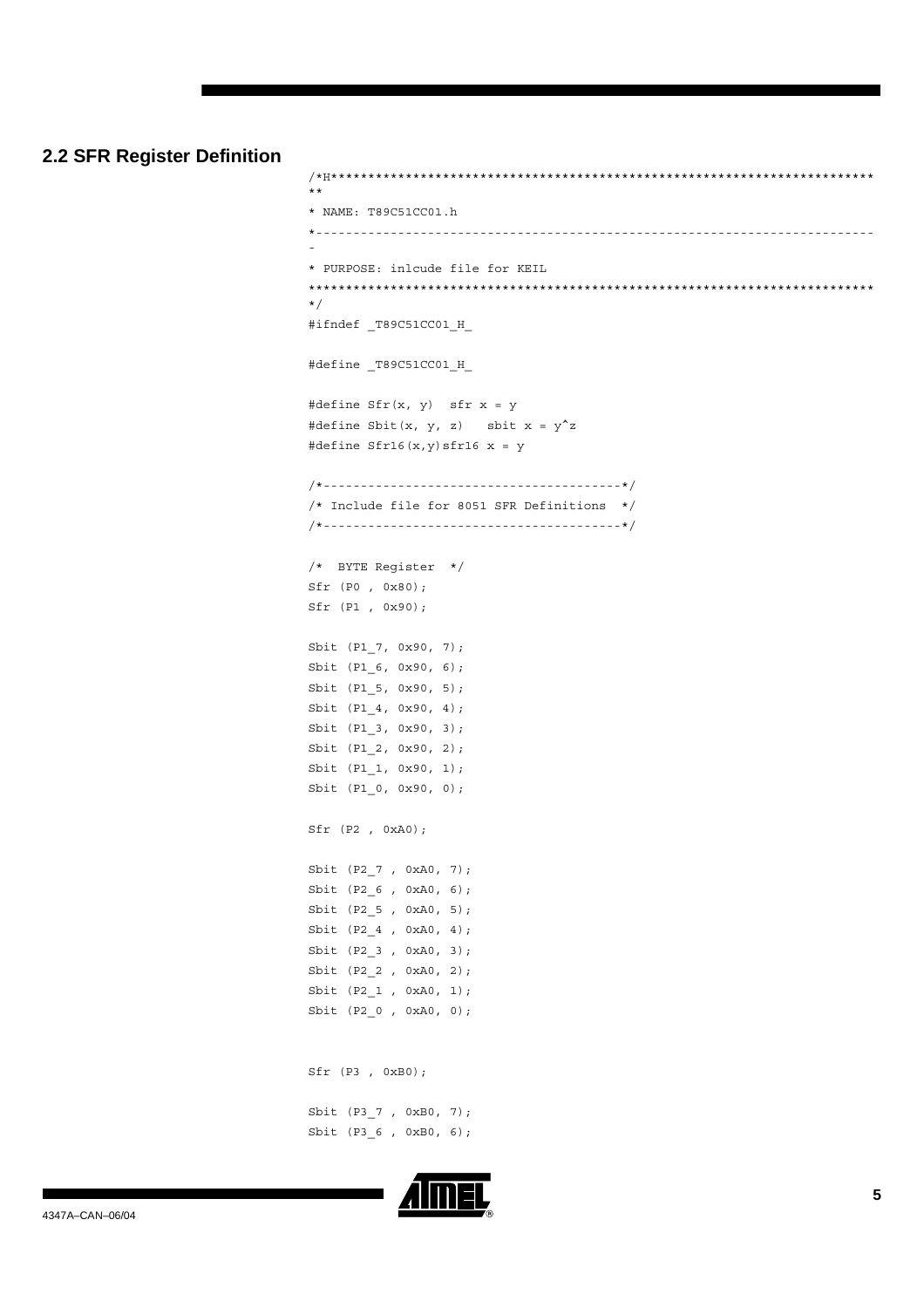## 2.2 SFR Register Definition

```
/*H*************************************************************************
**
* NAME: T89C51CC01.h
*-------------------------------------------------------------------------
-
* PURPOSE: inlcude file for KEIL
*************************************************************************
*/
#ifndef _T89C51CC01_H_

#define _T89C51CC01_H_

#define Sfr(x, y)  sfr x = y
#define Sbit(x, y, z)   sbit x = y^z
#define Sfr16(x,y)sfr16 x = y

/*----------------------------------------*/
/* Include file for 8051 SFR Definitions  */
/*----------------------------------------*/

/*  BYTE Register  */
Sfr (P0 , 0x80);
Sfr (P1 , 0x90);

Sbit (P1_7, 0x90, 7);
Sbit (P1_6, 0x90, 6);
Sbit (P1_5, 0x90, 5);
Sbit (P1_4, 0x90, 4);
Sbit (P1_3, 0x90, 3);
Sbit (P1_2, 0x90, 2);
Sbit (P1_1, 0x90, 1);
Sbit (P1_0, 0x90, 0);

Sfr (P2 , 0xA0);

Sbit (P2_7 , 0xA0, 7);
Sbit (P2_6 , 0xA0, 6);
Sbit (P2_5 , 0xA0, 5);
Sbit (P2_4 , 0xA0, 4);
Sbit (P2_3 , 0xA0, 3);
Sbit (P2_2 , 0xA0, 2);
Sbit (P2_1 , 0xA0, 1);
Sbit (P2_0 , 0xA0, 0);


Sfr (P3 , 0xB0);

Sbit (P3_7 , 0xB0, 7);
Sbit (P3_6 , 0xB0, 6);
```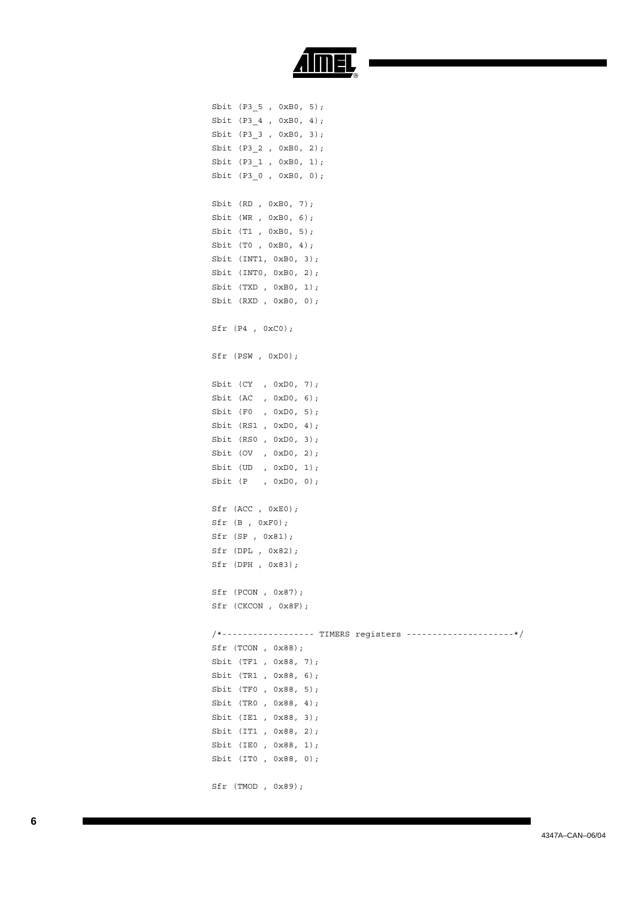```
Sbit (P3_5 , 0xB0, 5);
Sbit (P3_4 , 0xB0, 4);
Sbit (P3_3 , 0xB0, 3);
Sbit (P3_2 , 0xB0, 2);
Sbit (P3_1 , 0xB0, 1);
Sbit (P3_0 , 0xB0, 0);

Sbit (RD , 0xB0, 7);
Sbit (WR , 0xB0, 6);
Sbit (T1 , 0xB0, 5);
Sbit (T0 , 0xB0, 4);
Sbit (INT1, 0xB0, 3);
Sbit (INT0, 0xB0, 2);
Sbit (TXD , 0xB0, 1);
Sbit (RXD , 0xB0, 0);

Sfr (P4 , 0xC0);

Sfr (PSW , 0xD0);

Sbit (CY  , 0xD0, 7);
Sbit (AC  , 0xD0, 6);
Sbit (F0  , 0xD0, 5);
Sbit (RS1 , 0xD0, 4);
Sbit (RS0 , 0xD0, 3);
Sbit (OV  , 0xD0, 2);
Sbit (UD  , 0xD0, 1);
Sbit (P   , 0xD0, 0);

Sfr (ACC , 0xE0);
Sfr (B , 0xF0);
Sfr (SP , 0x81);
Sfr (DPL , 0x82);
Sfr (DPH , 0x83);

Sfr (PCON , 0x87);
Sfr (CKCON , 0x8F);

/*------------------ TIMERS registers ---------------------*/
Sfr (TCON , 0x88);
Sbit (TF1 , 0x88, 7);
Sbit (TR1 , 0x88, 6);
Sbit (TF0 , 0x88, 5);
Sbit (TR0 , 0x88, 4);
Sbit (IE1 , 0x88, 3);
Sbit (IT1 , 0x88, 2);
Sbit (IE0 , 0x88, 1);
Sbit (IT0 , 0x88, 0);

Sfr (TMOD , 0x89);
```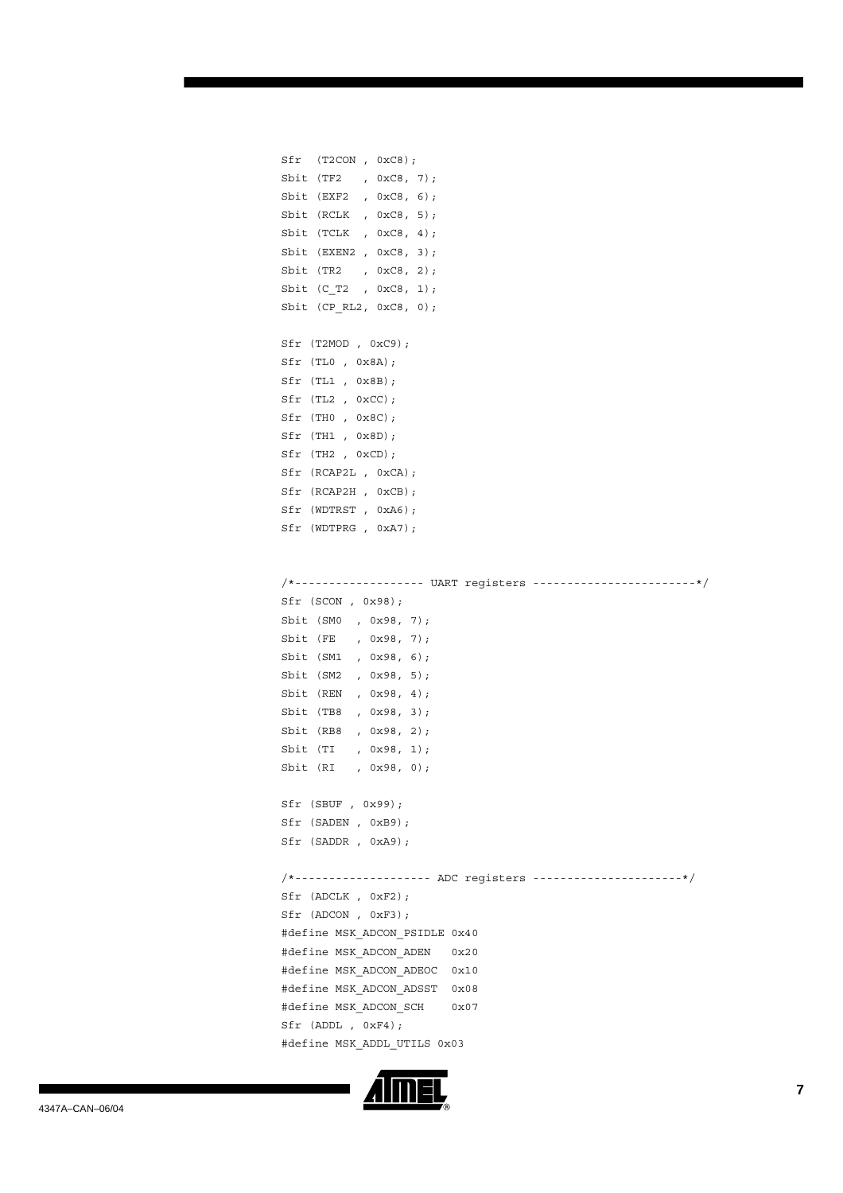```
Sfr  (T2CON , 0xC8);
Sbit (TF2   , 0xC8, 7);
Sbit (EXF2  , 0xC8, 6);
Sbit (RCLK  , 0xC8, 5);
Sbit (TCLK  , 0xC8, 4);
Sbit (EXEN2 , 0xC8, 3);
Sbit (TR2   , 0xC8, 2);
Sbit (C_T2  , 0xC8, 1);
Sbit (CP_RL2, 0xC8, 0);

Sfr (T2MOD , 0xC9);
Sfr (TL0 , 0x8A);
Sfr (TL1 , 0x8B);
Sfr (TL2 , 0xCC);
Sfr (TH0 , 0x8C);
Sfr (TH1 , 0x8D);
Sfr (TH2 , 0xCD);
Sfr (RCAP2L , 0xCA);
Sfr (RCAP2H , 0xCB);
Sfr (WDTRST , 0xA6);
Sfr (WDTPRG , 0xA7);


/*------------------- UART registers ------------------------*/
Sfr (SCON , 0x98);
Sbit (SM0  , 0x98, 7);
Sbit (FE   , 0x98, 7);
Sbit (SM1  , 0x98, 6);
Sbit (SM2  , 0x98, 5);
Sbit (REN  , 0x98, 4);
Sbit (TB8  , 0x98, 3);
Sbit (RB8  , 0x98, 2);
Sbit (TI   , 0x98, 1);
Sbit (RI   , 0x98, 0);

Sfr (SBUF , 0x99);
Sfr (SADEN , 0xB9);
Sfr (SADDR , 0xA9);

/*-------------------- ADC registers ----------------------*/
Sfr (ADCLK , 0xF2);
Sfr (ADCON , 0xF3);
#define MSK_ADCON_PSIDLE 0x40
#define MSK_ADCON_ADEN   0x20
#define MSK_ADCON_ADEOC  0x10
#define MSK_ADCON_ADSST  0x08
#define MSK_ADCON_SCH    0x07
Sfr (ADDL , 0xF4);
#define MSK_ADDL_UTILS 0x03
```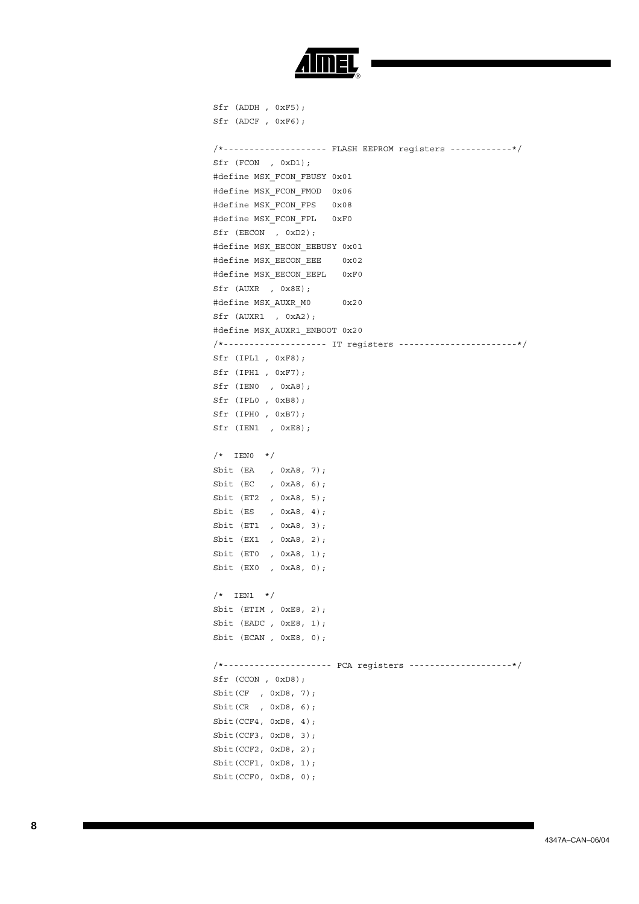```
Sfr (ADDH , 0xF5);
Sfr (ADCF , 0xF6);

/*-------------------- FLASH EEPROM registers ------------*/
Sfr (FCON  , 0xD1);
#define MSK_FCON_FBUSY 0x01
#define MSK_FCON_FMOD  0x06
#define MSK_FCON_FPS   0x08
#define MSK_FCON_FPL   0xF0
Sfr (EECON  , 0xD2);
#define MSK_EECON_EEBUSY 0x01
#define MSK_EECON_EEE    0x02
#define MSK_EECON_EEPL   0xF0
Sfr (AUXR  , 0x8E);
#define MSK_AUXR_M0      0x20
Sfr (AUXR1  , 0xA2);
#define MSK_AUXR1_ENBOOT 0x20
/*-------------------- IT registers -----------------------*/
Sfr (IPL1 , 0xF8);
Sfr (IPH1 , 0xF7);
Sfr (IEN0  , 0xA8);
Sfr (IPL0 , 0xB8);
Sfr (IPH0 , 0xB7);
Sfr (IEN1  , 0xE8);

/*  IEN0  */
Sbit (EA   , 0xA8, 7);
Sbit (EC   , 0xA8, 6);
Sbit (ET2  , 0xA8, 5);
Sbit (ES   , 0xA8, 4);
Sbit (ET1  , 0xA8, 3);
Sbit (EX1  , 0xA8, 2);
Sbit (ET0  , 0xA8, 1);
Sbit (EX0  , 0xA8, 0);

/*  IEN1  */
Sbit (ETIM , 0xE8, 2);
Sbit (EADC , 0xE8, 1);
Sbit (ECAN , 0xE8, 0);

/*--------------------- PCA registers --------------------*/
Sfr (CCON , 0xD8);
Sbit(CF  , 0xD8, 7);
Sbit(CR  , 0xD8, 6);
Sbit(CCF4, 0xD8, 4);
Sbit(CCF3, 0xD8, 3);
Sbit(CCF2, 0xD8, 2);
Sbit(CCF1, 0xD8, 1);
Sbit(CCF0, 0xD8, 0);
```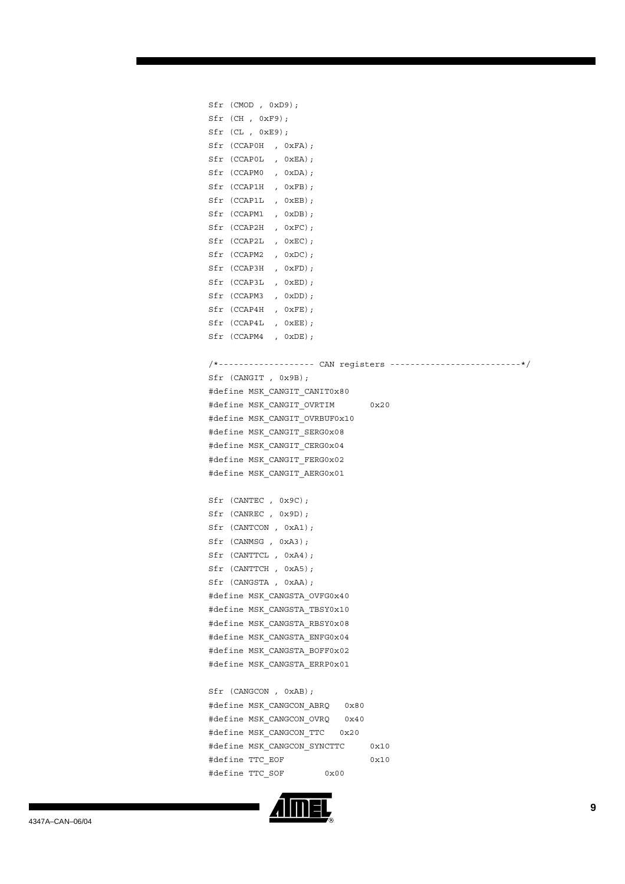```
Sfr (CMOD , 0xD9);
Sfr (CH , 0xF9);
Sfr (CL , 0xE9);
Sfr (CCAP0H  , 0xFA);
Sfr (CCAP0L  , 0xEA);
Sfr (CCAPM0  , 0xDA);
Sfr (CCAP1H  , 0xFB);
Sfr (CCAP1L  , 0xEB);
Sfr (CCAPM1  , 0xDB);
Sfr (CCAP2H  , 0xFC);
Sfr (CCAP2L  , 0xEC);
Sfr (CCAPM2  , 0xDC);
Sfr (CCAP3H  , 0xFD);
Sfr (CCAP3L  , 0xED);
Sfr (CCAPM3  , 0xDD);
Sfr (CCAP4H  , 0xFE);
Sfr (CCAP4L  , 0xEE);
Sfr (CCAPM4  , 0xDE);

/*------------------- CAN registers --------------------------*/
Sfr (CANGIT , 0x9B);
#define MSK_CANGIT_CANIT0x80
#define MSK_CANGIT_OVRTIM       0x20
#define MSK_CANGIT_OVRBUF0x10
#define MSK_CANGIT_SERG0x08
#define MSK_CANGIT_CERG0x04
#define MSK_CANGIT_FERG0x02
#define MSK_CANGIT_AERG0x01

Sfr (CANTEC , 0x9C);
Sfr (CANREC , 0x9D);
Sfr (CANTCON , 0xA1);
Sfr (CANMSG , 0xA3);
Sfr (CANTTCL , 0xA4);
Sfr (CANTTCH , 0xA5);
Sfr (CANGSTA , 0xAA);
#define MSK_CANGSTA_OVFG0x40
#define MSK_CANGSTA_TBSY0x10
#define MSK_CANGSTA_RBSY0x08
#define MSK_CANGSTA_ENFG0x04
#define MSK_CANGSTA_BOFF0x02
#define MSK_CANGSTA_ERRP0x01

Sfr (CANGCON , 0xAB);
#define MSK_CANGCON_ABRQ   0x80
#define MSK_CANGCON_OVRQ   0x40
#define MSK_CANGCON_TTC   0x20
#define MSK_CANGCON_SYNCTTC     0x10
#define TTC_EOF                 0x10
#define TTC_SOF        0x00
```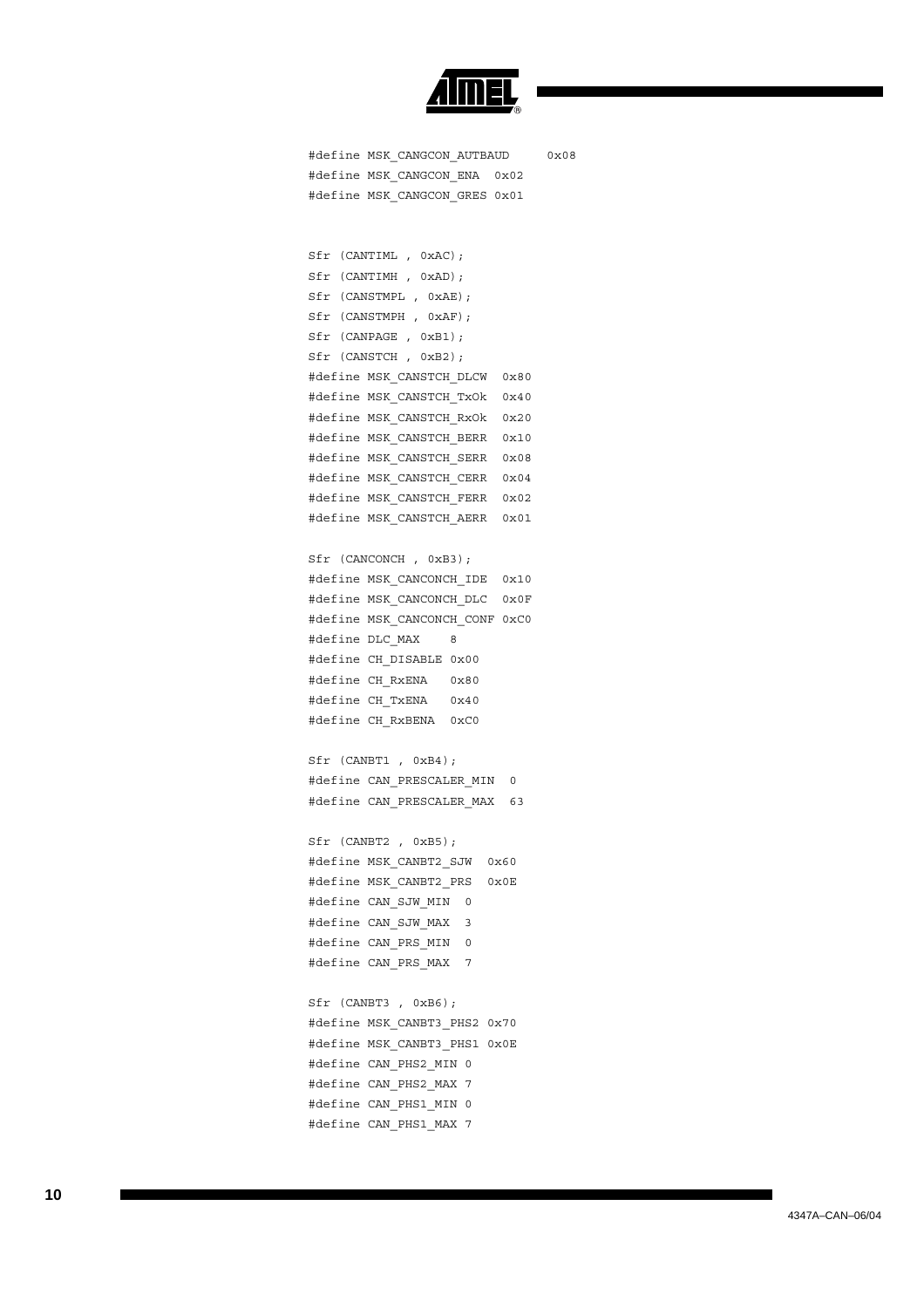```
#define MSK_CANGCON_AUTBAUD      0x08
#define MSK_CANGCON_ENA  0x02
#define MSK_CANGCON_GRES 0x01


Sfr (CANTIML , 0xAC);
Sfr (CANTIMH , 0xAD);
Sfr (CANSTMPL , 0xAE);
Sfr (CANSTMPH , 0xAF);
Sfr (CANPAGE , 0xB1);
Sfr (CANSTCH , 0xB2);
#define MSK_CANSTCH_DLCW  0x80
#define MSK_CANSTCH_TxOk  0x40
#define MSK_CANSTCH_RxOk  0x20
#define MSK_CANSTCH_BERR  0x10
#define MSK_CANSTCH_SERR  0x08
#define MSK_CANSTCH_CERR  0x04
#define MSK_CANSTCH_FERR  0x02
#define MSK_CANSTCH_AERR  0x01

Sfr (CANCONCH , 0xB3);
#define MSK_CANCONCH_IDE  0x10
#define MSK_CANCONCH_DLC  0x0F
#define MSK_CANCONCH_CONF 0xC0
#define DLC_MAX    8
#define CH_DISABLE 0x00
#define CH_RxENA   0x80
#define CH_TxENA   0x40
#define CH_RxBENA  0xC0

Sfr (CANBT1 , 0xB4);
#define CAN_PRESCALER_MIN  0
#define CAN_PRESCALER_MAX  63

Sfr (CANBT2 , 0xB5);
#define MSK_CANBT2_SJW  0x60
#define MSK_CANBT2_PRS  0x0E
#define CAN_SJW_MIN  0
#define CAN_SJW_MAX  3
#define CAN_PRS_MIN  0
#define CAN_PRS_MAX  7

Sfr (CANBT3 , 0xB6);
#define MSK_CANBT3_PHS2 0x70
#define MSK_CANBT3_PHS1 0x0E
#define CAN_PHS2_MIN 0
#define CAN_PHS2_MAX 7
#define CAN_PHS1_MIN 0
#define CAN_PHS1_MAX 7
```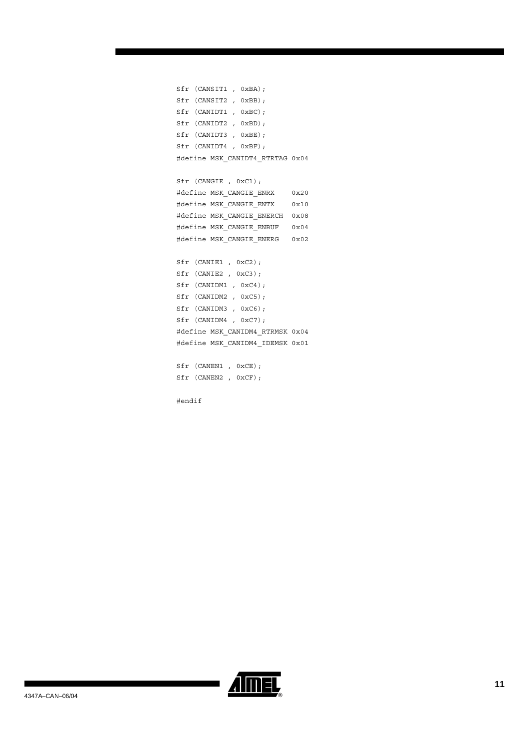```
Sfr (CANSIT1 , 0xBA);
Sfr (CANSIT2 , 0xBB);
Sfr (CANIDT1 , 0xBC);
Sfr (CANIDT2 , 0xBD);
Sfr (CANIDT3 , 0xBE);
Sfr (CANIDT4 , 0xBF);
#define MSK_CANIDT4_RTRTAG 0x04

Sfr (CANGIE , 0xC1);
#define MSK_CANGIE_ENRX    0x20
#define MSK_CANGIE_ENTX    0x10
#define MSK_CANGIE_ENERCH  0x08
#define MSK_CANGIE_ENBUF   0x04
#define MSK_CANGIE_ENERG   0x02

Sfr (CANIE1 , 0xC2);
Sfr (CANIE2 , 0xC3);
Sfr (CANIDM1 , 0xC4);
Sfr (CANIDM2 , 0xC5);
Sfr (CANIDM3 , 0xC6);
Sfr (CANIDM4 , 0xC7);
#define MSK_CANIDM4_RTRMSK 0x04
#define MSK_CANIDM4_IDEMSK 0x01

Sfr (CANEN1 , 0xCE);
Sfr (CANEN2 , 0xCF);

#endif
```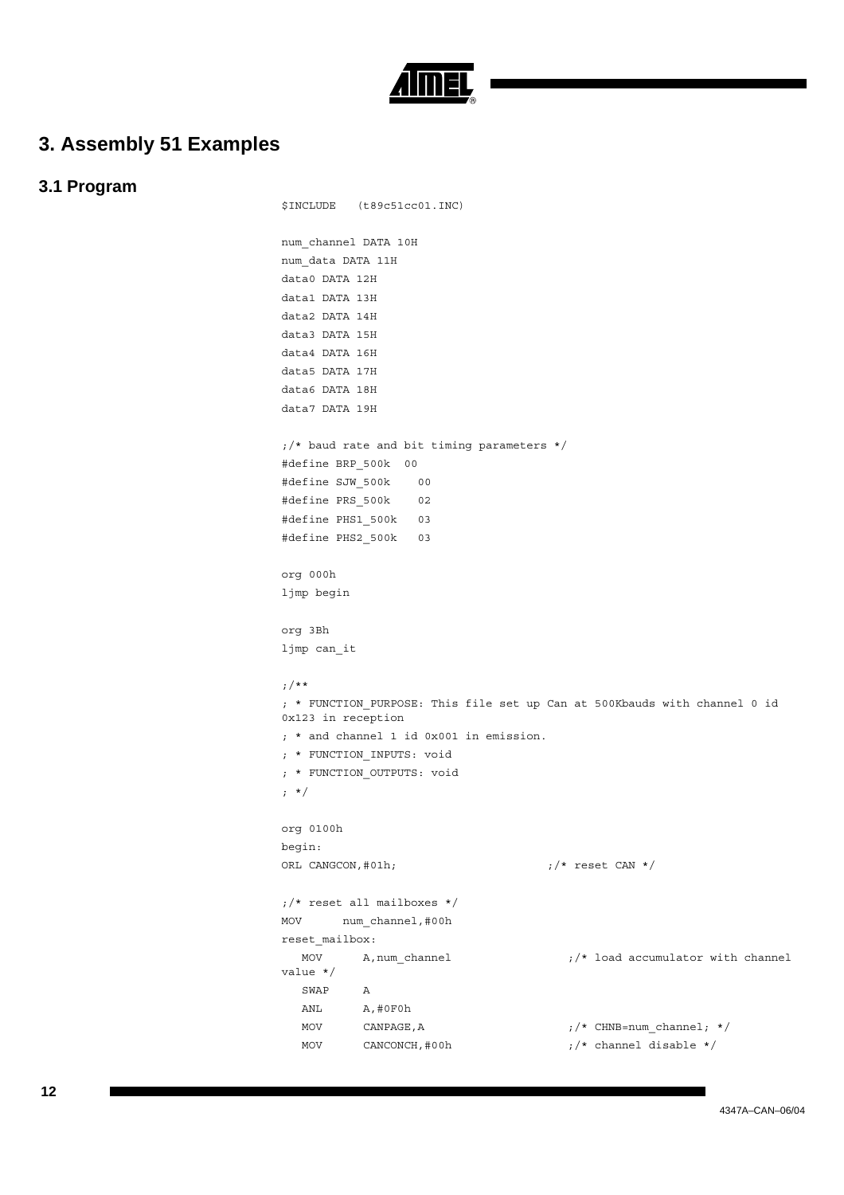## 3. Assembly 51 Examples

### 3.1 Program

```
$INCLUDE   (t89c51cc01.INC)

num_channel DATA 10H
num_data DATA 11H
data0 DATA 12H
data1 DATA 13H
data2 DATA 14H
data3 DATA 15H
data4 DATA 16H
data5 DATA 17H
data6 DATA 18H
data7 DATA 19H

;/* baud rate and bit timing parameters */
#define BRP_500k  00
#define SJW_500k    00
#define PRS_500k    02
#define PHS1_500k   03
#define PHS2_500k   03

org 000h
ljmp begin

org 3Bh
ljmp can_it

;/**
; * FUNCTION_PURPOSE: This file set up Can at 500Kbauds with channel 0 id
0x123 in reception
; * and channel 1 id 0x001 in emission.
; * FUNCTION_INPUTS: void
; * FUNCTION_OUTPUTS: void
; */

org 0100h
begin:
ORL CANGCON,#01h;                    ;/* reset CAN */

;/* reset all mailboxes */
MOV      num_channel,#00h
reset_mailbox:
   MOV      A,num_channel                ;/* load accumulator with channel
value */
   SWAP     A
   ANL      A,#0F0h
   MOV      CANPAGE,A                    ;/* CHNB=num_channel; */
   MOV      CANCONCH,#00h                ;/* channel disable */
```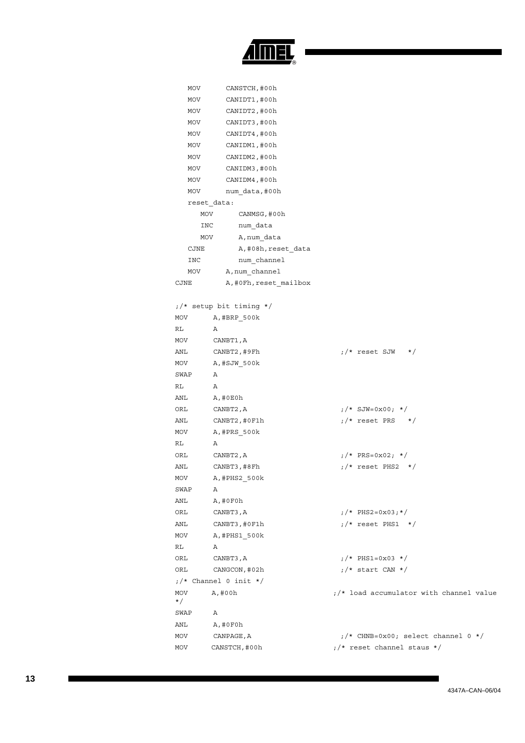```
   MOV      CANSTCH,#00h
   MOV      CANIDT1,#00h
   MOV      CANIDT2,#00h
   MOV      CANIDT3,#00h
   MOV      CANIDT4,#00h
   MOV      CANIDM1,#00h
   MOV      CANIDM2,#00h
   MOV      CANIDM3,#00h
   MOV      CANIDM4,#00h
   MOV      num_data,#00h
   reset_data:
      MOV      CANMSG,#00h
      INC      num_data
      MOV      A,num_data
   CJNE        A,#08h,reset_data
   INC         num_channel
   MOV      A,num_channel
CJNE        A,#0Fh,reset_mailbox

;/* setup bit timing */
MOV      A,#BRP_500k
RL       A
MOV      CANBT1,A
ANL      CANBT2,#9Fh                 ;/* reset SJW   */
MOV      A,#SJW_500k
SWAP     A
RL       A
ANL      A,#0E0h
ORL      CANBT2,A                    ;/* SJW=0x00; */
ANL      CANBT2,#0F1h                ;/* reset PRS   */
MOV      A,#PRS_500k
RL       A
ORL      CANBT2,A                    ;/* PRS=0x02; */
ANL      CANBT3,#8Fh                 ;/* reset PHS2  */
MOV      A,#PHS2_500k
SWAP     A
ANL      A,#0F0h
ORL      CANBT3,A                    ;/* PHS2=0x03;*/
ANL      CANBT3,#0F1h                ;/* reset PHS1  */
MOV      A,#PHS1_500k
RL       A
ORL      CANBT3,A                    ;/* PHS1=0x03 */
ORL      CANGCON,#02h                ;/* start CAN */
;/* Channel 0 init */
MOV      A,#00h                     ;/* load accumulator with channel value
*/
SWAP     A
ANL      A,#0F0h
MOV      CANPAGE,A                   ;/* CHNB=0x00; select channel 0 */
MOV      CANSTCH,#00h               ;/* reset channel staus */
```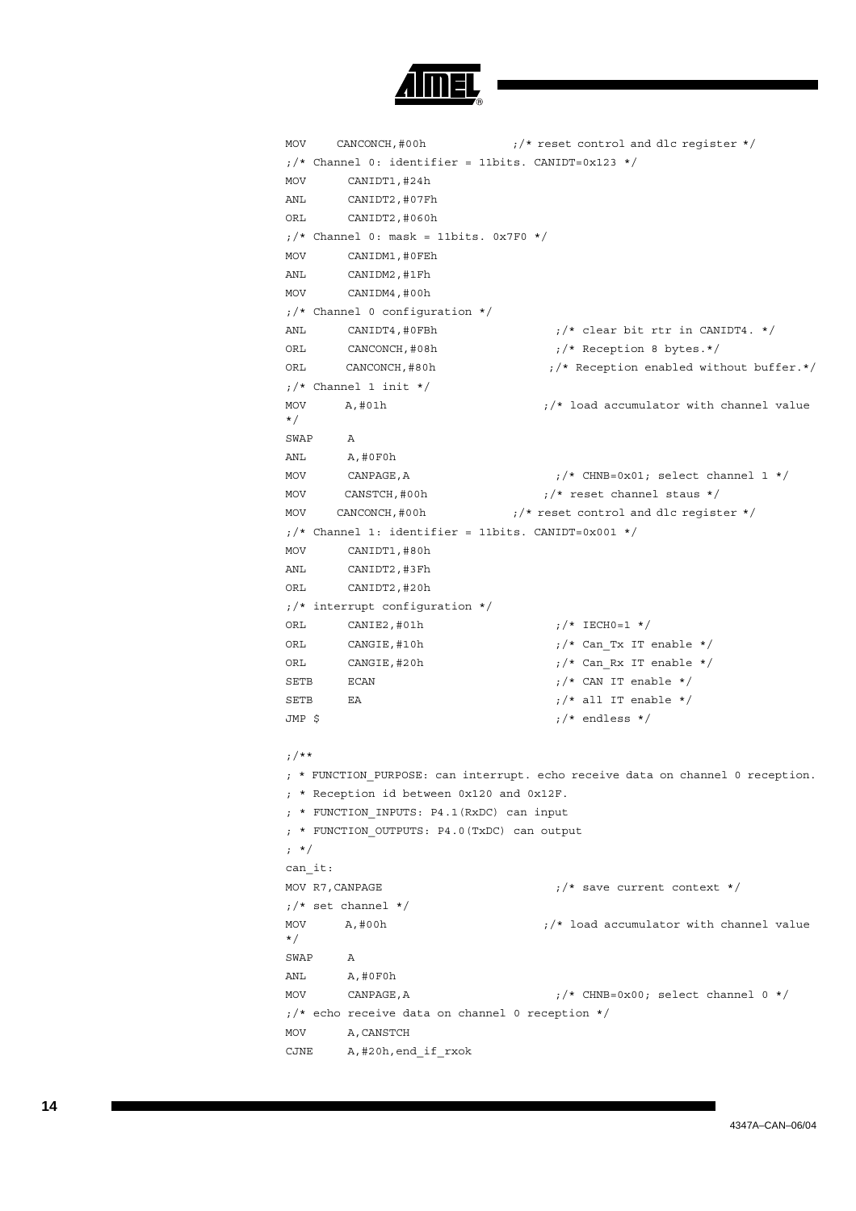```
MOV     CANCONCH,#00h            ;/* reset control and dlc register */
;/* Channel 0: identifier = 11bits. CANIDT=0x123 */
MOV      CANIDT1,#24h
ANL      CANIDT2,#07Fh
ORL      CANIDT2,#060h
;/* Channel 0: mask = 11bits. 0x7F0 */
MOV      CANIDM1,#0FEh
ANL      CANIDM2,#1Fh
MOV      CANIDM4,#00h
;/* Channel 0 configuration */
ANL      CANIDT4,#0FBh                ;/* clear bit rtr in CANIDT4. */
ORL      CANCONCH,#08h                ;/* Reception 8 bytes.*/
ORL      CANCONCH,#80h               ;/* Reception enabled without buffer.*/
;/* Channel 1 init */
MOV      A,#01h                      ;/* load accumulator with channel value
*/
SWAP     A
ANL      A,#0F0h
MOV      CANPAGE,A                    ;/* CHNB=0x01; select channel 1 */
MOV      CANSTCH,#00h               ;/* reset channel staus */
MOV     CANCONCH,#00h            ;/* reset control and dlc register */
;/* Channel 1: identifier = 11bits. CANIDT=0x001 */
MOV      CANIDT1,#80h
ANL      CANIDT2,#3Fh
ORL      CANIDT2,#20h
;/* interrupt configuration */
ORL      CANIE2,#01h                  ;/* IECH0=1 */
ORL      CANGIE,#10h                  ;/* Can_Tx IT enable */
ORL      CANGIE,#20h                  ;/* Can_Rx IT enable */
SETB     ECAN                         ;/* CAN IT enable */
SETB     EA                           ;/* all IT enable */
JMP $                                 ;/* endless */

;/**
; * FUNCTION_PURPOSE: can interrupt. echo receive data on channel 0 reception.
; * Reception id between 0x120 and 0x12F.
; * FUNCTION_INPUTS: P4.1(RxDC) can input
; * FUNCTION_OUTPUTS: P4.0(TxDC) can output
; */
can_it:
MOV R7,CANPAGE                        ;/* save current context */
;/* set channel */
MOV      A,#00h                      ;/* load accumulator with channel value
*/
SWAP     A
ANL      A,#0F0h
MOV      CANPAGE,A                    ;/* CHNB=0x00; select channel 0 */
;/* echo receive data on channel 0 reception */
MOV      A,CANSTCH
CJNE     A,#20h,end_if_rxok
```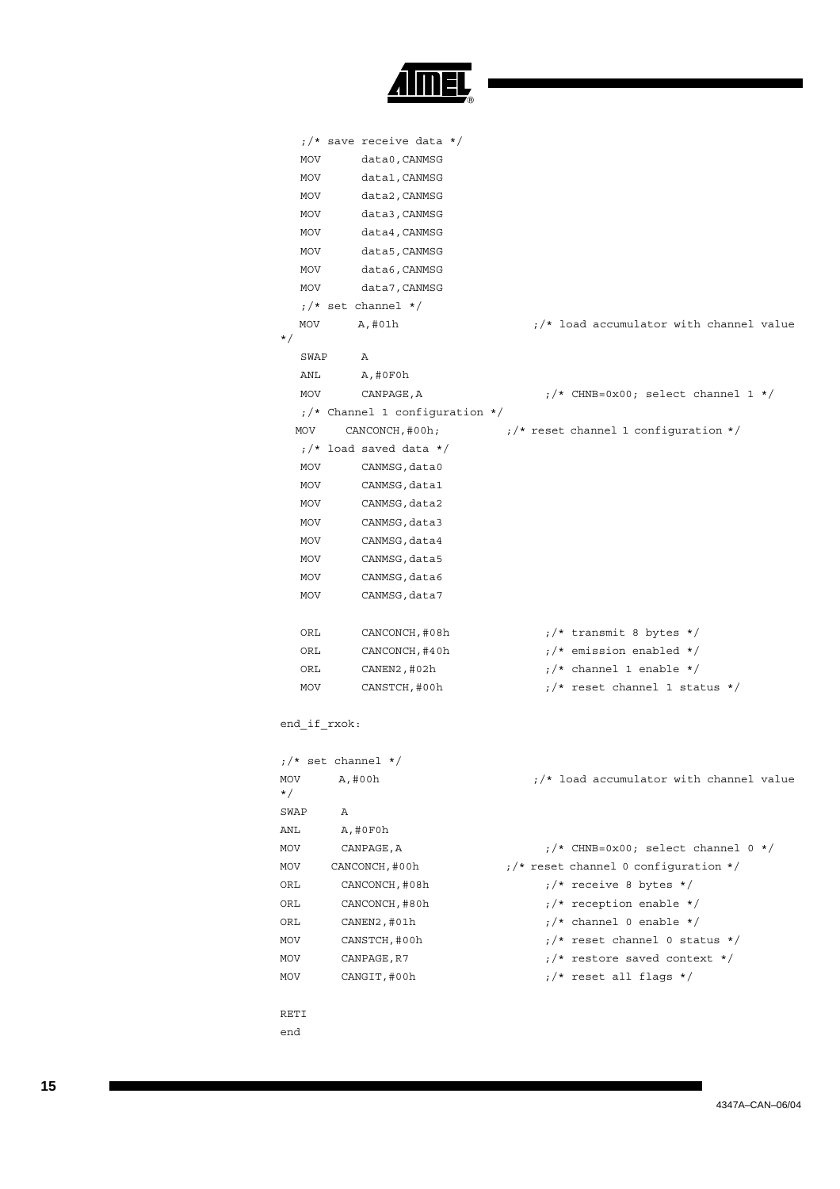```
   ;/* save receive data */
   MOV      data0,CANMSG
   MOV      data1,CANMSG
   MOV      data2,CANMSG
   MOV      data3,CANMSG
   MOV      data4,CANMSG
   MOV      data5,CANMSG
   MOV      data6,CANMSG
   MOV      data7,CANMSG
   ;/* set channel */
   MOV      A,#01h                  ;/* load accumulator with channel value
*/
   SWAP     A
   ANL      A,#0F0h
   MOV      CANPAGE,A                 ;/* CHNB=0x00; select channel 1 */
   ;/* Channel 1 configuration */
  MOV     CANCONCH,#00h;          ;/* reset channel 1 configuration */
   ;/* load saved data */
   MOV      CANMSG,data0
   MOV      CANMSG,data1
   MOV      CANMSG,data2
   MOV      CANMSG,data3
   MOV      CANMSG,data4
   MOV      CANMSG,data5
   MOV      CANMSG,data6
   MOV      CANMSG,data7

   ORL      CANCONCH,#08h             ;/* transmit 8 bytes */
   ORL      CANCONCH,#40h             ;/* emission enabled */
   ORL      CANEN2,#02h               ;/* channel 1 enable */
   MOV      CANSTCH,#00h              ;/* reset channel 1 status */

end_if_rxok:

;/* set channel */
MOV      A,#00h                     ;/* load accumulator with channel value
*/
SWAP     A
ANL      A,#0F0h
MOV      CANPAGE,A                    ;/* CHNB=0x00; select channel 0 */
MOV     CANCONCH,#00h             ;/* reset channel 0 configuration */
ORL      CANCONCH,#08h                ;/* receive 8 bytes */
ORL      CANCONCH,#80h                ;/* reception enable */
ORL      CANEN2,#01h                  ;/* channel 0 enable */
MOV      CANSTCH,#00h                 ;/* reset channel 0 status */
MOV      CANPAGE,R7                   ;/* restore saved context */
MOV      CANGIT,#00h                  ;/* reset all flags */

RETI
end
```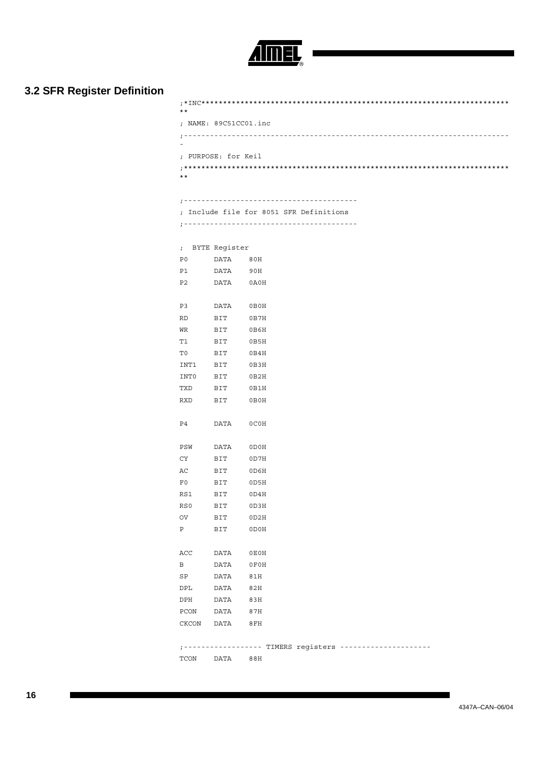## 3.2 SFR Register Definition

```
;*INC*********************************************************************
**
; NAME: 89C51CC01.inc
;------------------------------------------------------------------------
-
; PURPOSE: for Keil
;*************************************************************************
**

;----------------------------------------
; Include file for 8051 SFR Definitions
;----------------------------------------

;  BYTE Register
P0      DATA    80H
P1      DATA    90H
P2      DATA    0A0H

P3      DATA    0B0H
RD      BIT     0B7H
WR      BIT     0B6H
T1      BIT     0B5H
T0      BIT     0B4H
INT1    BIT     0B3H
INT0    BIT     0B2H
TXD     BIT     0B1H
RXD     BIT     0B0H

P4      DATA    0C0H

PSW     DATA    0D0H
CY      BIT     0D7H
AC      BIT     0D6H
F0      BIT     0D5H
RS1     BIT     0D4H
RS0     BIT     0D3H
OV      BIT     0D2H
P       BIT     0D0H

ACC     DATA    0E0H
B       DATA    0F0H
SP      DATA    81H
DPL     DATA    82H
DPH     DATA    83H
PCON    DATA    87H
CKCON   DATA    8FH

;------------------ TIMERS registers ---------------------
TCON    DATA    88H
```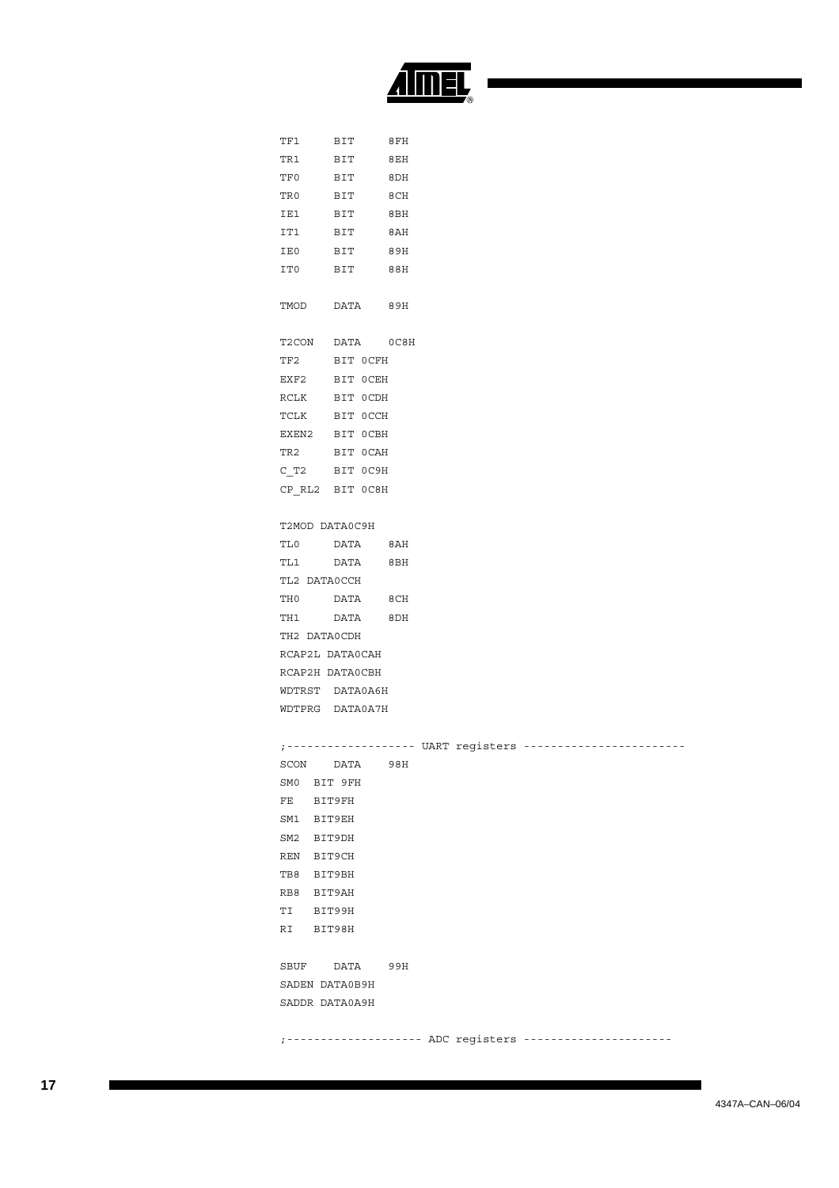```
TF1     BIT     8FH
TR1     BIT     8EH
TF0     BIT     8DH
TR0     BIT     8CH
IE1     BIT     8BH
IT1     BIT     8AH
IE0     BIT     89H
IT0     BIT     88H

TMOD    DATA    89H

T2CON   DATA    0C8H
TF2     BIT 0CFH
EXF2    BIT 0CEH
RCLK    BIT 0CDH
TCLK    BIT 0CCH
EXEN2   BIT 0CBH
TR2     BIT 0CAH
C_T2    BIT 0C9H
CP_RL2  BIT 0C8H

T2MOD DATA0C9H
TL0     DATA    8AH
TL1     DATA    8BH
TL2 DATA0CCH
TH0     DATA    8CH
TH1     DATA    8DH
TH2 DATA0CDH
RCAP2L DATA0CAH
RCAP2H DATA0CBH
WDTRST  DATA0A6H
WDTPRG  DATA0A7H

;------------------- UART registers ------------------------
SCON    DATA    98H
SM0  BIT 9FH
FE   BIT9FH
SM1  BIT9EH
SM2  BIT9DH
REN  BIT9CH
TB8  BIT9BH
RB8  BIT9AH
TI   BIT99H
RI   BIT98H

SBUF    DATA    99H
SADEN DATA0B9H
SADDR DATA0A9H

;-------------------- ADC registers ----------------------
```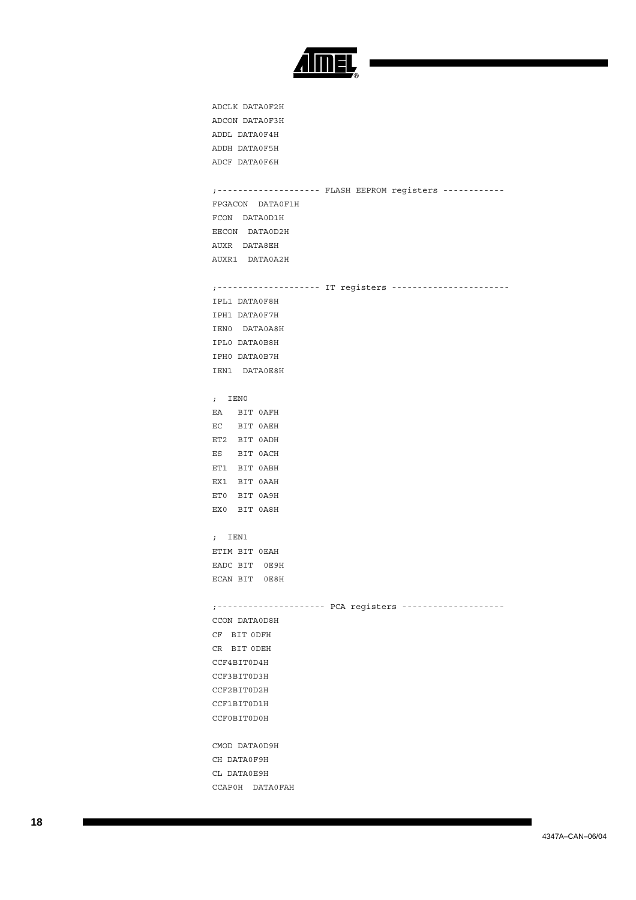```
ADCLK DATA0F2H
ADCON DATA0F3H
ADDL DATA0F4H
ADDH DATA0F5H
ADCF DATA0F6H

;-------------------- FLASH EEPROM registers ------------
FPGACON  DATA0F1H
FCON  DATA0D1H
EECON  DATA0D2H
AUXR  DATA8EH
AUXR1  DATA0A2H

;-------------------- IT registers -----------------------
IPL1 DATA0F8H
IPH1 DATA0F7H
IEN0  DATA0A8H
IPL0 DATA0B8H
IPH0 DATA0B7H
IEN1  DATA0E8H

;  IEN0
EA   BIT 0AFH
EC   BIT 0AEH
ET2  BIT 0ADH
ES   BIT 0ACH
ET1  BIT 0ABH
EX1  BIT 0AAH
ET0  BIT 0A9H
EX0  BIT 0A8H

;  IEN1
ETIM BIT 0EAH
EADC BIT  0E9H
ECAN BIT  0E8H

;--------------------- PCA registers --------------------
CCON DATA0D8H
CF  BIT 0DFH
CR  BIT 0DEH
CCF4BIT0D4H
CCF3BIT0D3H
CCF2BIT0D2H
CCF1BIT0D1H
CCF0BIT0D0H

CMOD DATA0D9H
CH DATA0F9H
CL DATA0E9H
CCAP0H  DATA0FAH
```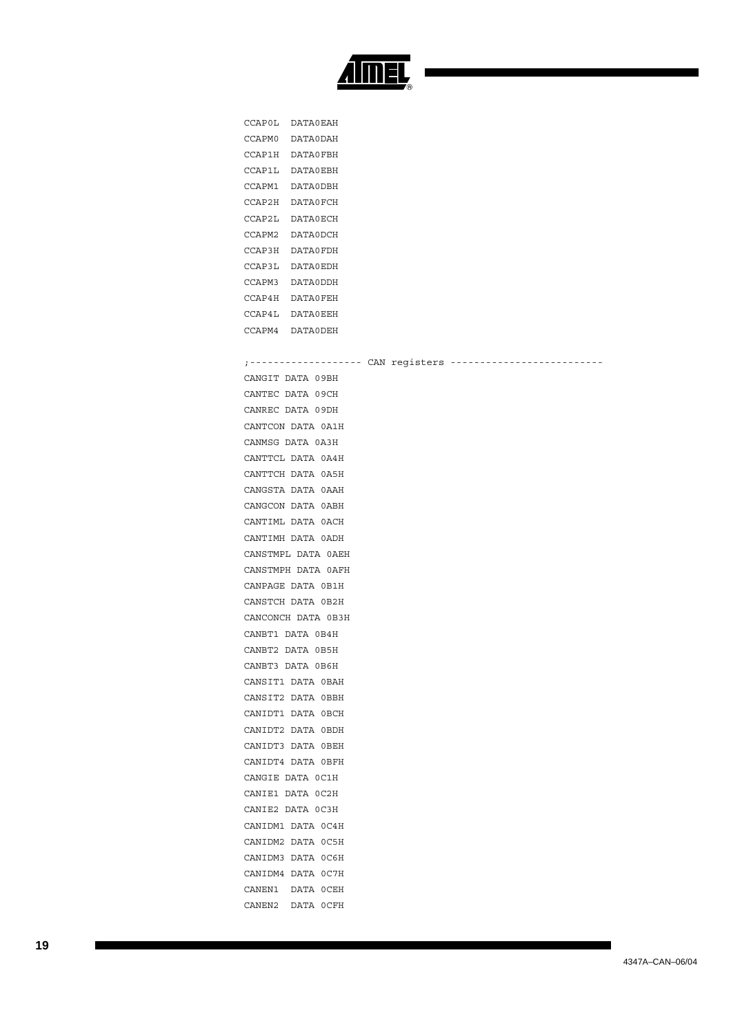```
CCAP0L  DATA0EAH
CCAPM0  DATA0DAH
CCAP1H  DATA0FBH
CCAP1L  DATA0EBH
CCAPM1  DATA0DBH
CCAP2H  DATA0FCH
CCAP2L  DATA0ECH
CCAPM2  DATA0DCH
CCAP3H  DATA0FDH
CCAP3L  DATA0EDH
CCAPM3  DATA0DDH
CCAP4H  DATA0FEH
CCAP4L  DATA0EEH
CCAPM4  DATA0DEH

;------------------- CAN registers --------------------------
CANGIT DATA 09BH
CANTEC DATA 09CH
CANREC DATA 09DH
CANTCON DATA 0A1H
CANMSG DATA 0A3H
CANTTCL DATA 0A4H
CANTTCH DATA 0A5H
CANGSTA DATA 0AAH
CANGCON DATA 0ABH
CANTIML DATA 0ACH
CANTIMH DATA 0ADH
CANSTMPL DATA 0AEH
CANSTMPH DATA 0AFH
CANPAGE DATA 0B1H
CANSTCH DATA 0B2H
CANCONCH DATA 0B3H
CANBT1 DATA 0B4H
CANBT2 DATA 0B5H
CANBT3 DATA 0B6H
CANSIT1 DATA 0BAH
CANSIT2 DATA 0BBH
CANIDT1 DATA 0BCH
CANIDT2 DATA 0BDH
CANIDT3 DATA 0BEH
CANIDT4 DATA 0BFH
CANGIE DATA 0C1H
CANIE1 DATA 0C2H
CANIE2 DATA 0C3H
CANIDM1 DATA 0C4H
CANIDM2 DATA 0C5H
CANIDM3 DATA 0C6H
CANIDM4 DATA 0C7H
CANEN1  DATA 0CEH
CANEN2  DATA 0CFH
```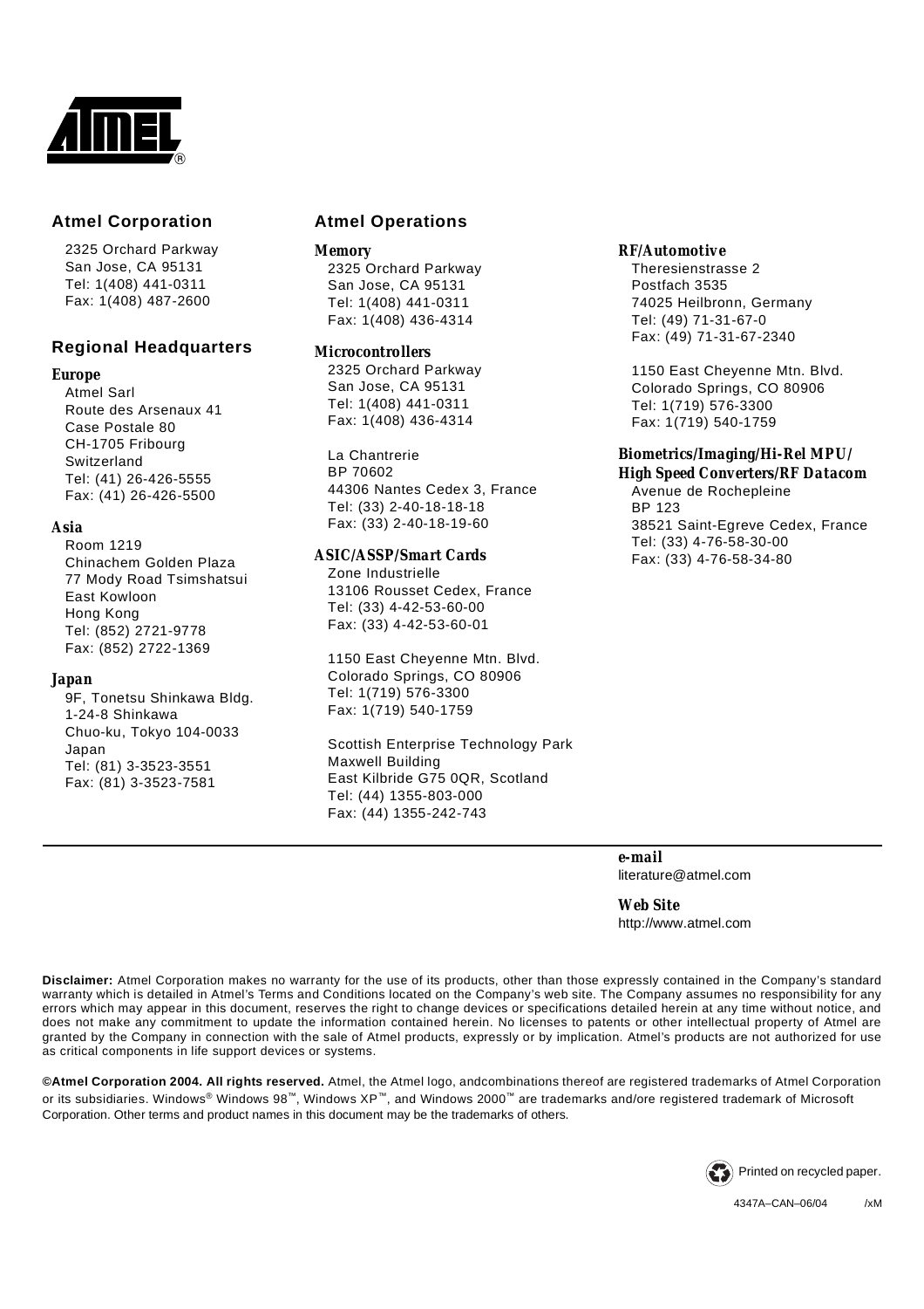## Atmel Corporation

2325 Orchard Parkway
San Jose, CA 95131
Tel: 1(408) 441-0311
Fax: 1(408) 487-2600

## Regional Headquarters

***Europe***

Atmel Sarl
Route des Arsenaux 41
Case Postale 80
CH-1705 Fribourg
Switzerland
Tel: (41) 26-426-5555
Fax: (41) 26-426-5500

***Asia***

Room 1219
Chinachem Golden Plaza
77 Mody Road Tsimshatsui
East Kowloon
Hong Kong
Tel: (852) 2721-9778
Fax: (852) 2722-1369

***Japan***

9F, Tonetsu Shinkawa Bldg.
1-24-8 Shinkawa
Chuo-ku, Tokyo 104-0033
Japan
Tel: (81) 3-3523-3551
Fax: (81) 3-3523-7581

## Atmel Operations

***Memory***

2325 Orchard Parkway
San Jose, CA 95131
Tel: 1(408) 441-0311
Fax: 1(408) 436-4314

***Microcontrollers***

2325 Orchard Parkway
San Jose, CA 95131
Tel: 1(408) 441-0311
Fax: 1(408) 436-4314

La Chantrerie
BP 70602
44306 Nantes Cedex 3, France
Tel: (33) 2-40-18-18-18
Fax: (33) 2-40-18-19-60

***ASIC/ASSP/Smart Cards***

Zone Industrielle
13106 Rousset Cedex, France
Tel: (33) 4-42-53-60-00
Fax: (33) 4-42-53-60-01

1150 East Cheyenne Mtn. Blvd.
Colorado Springs, CO 80906
Tel: 1(719) 576-3300
Fax: 1(719) 540-1759

Scottish Enterprise Technology Park
Maxwell Building
East Kilbride G75 0QR, Scotland
Tel: (44) 1355-803-000
Fax: (44) 1355-242-743

***RF/Automotive***

Theresienstrasse 2
Postfach 3535
74025 Heilbronn, Germany
Tel: (49) 71-31-67-0
Fax: (49) 71-31-67-2340

1150 East Cheyenne Mtn. Blvd.
Colorado Springs, CO 80906
Tel: 1(719) 576-3300
Fax: 1(719) 540-1759

***Biometrics/Imaging/Hi-Rel MPU/ High Speed Converters/RF Datacom***

Avenue de Rochepleine
BP 123
38521 Saint-Egreve Cedex, France
Tel: (33) 4-76-58-30-00
Fax: (33) 4-76-58-34-80

***e-mail***

literature@atmel.com

***Web Site***

http://www.atmel.com

**Disclaimer:** Atmel Corporation makes no warranty for the use of its products, other than those expressly contained in the Company's standard warranty which is detailed in Atmel's Terms and Conditions located on the Company's web site. The Company assumes no responsibility for any errors which may appear in this document, reserves the right to change devices or specifications detailed herein at any time without notice, and does not make any commitment to update the information contained herein. No licenses to patents or other intellectual property of Atmel are granted by the Company in connection with the sale of Atmel products, expressly or by implication. Atmel's products are not authorized for use as critical components in life support devices or systems.

**©Atmel Corporation 2004. All rights reserved.** Atmel, the Atmel logo, andcombinations thereof are registered trademarks of Atmel Corporation or its subsidiaries. Windows® Windows 98™, Windows XP™, and Windows 2000™ are trademarks and/ore registered trademark of Microsoft Corporation. Other terms and product names in this document may be the trademarks of others.

Printed on recycled paper.

4347A–CAN–06/04 /xM